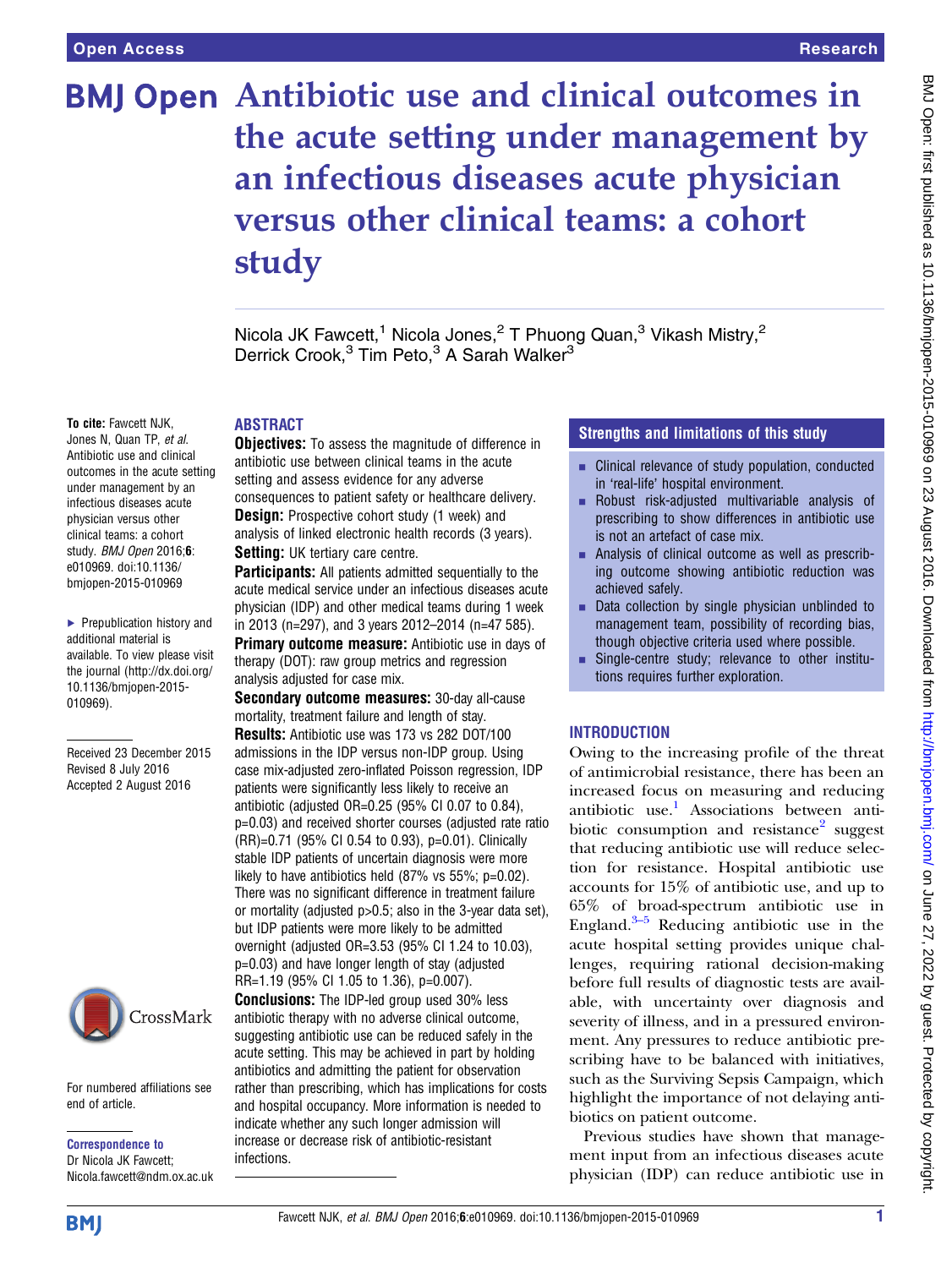# Antibiotic use and clinical outcomes in the acute setting under management by an infectious diseases acute physician versus other clinical teams: a cohort study

Nicola JK Fawcett,[1] Nicola Jones,[2] T Phuong Quan,[3] Vikash Mistry,[2] Derrick Crook,[3] Tim Peto,[3] A Sarah Walker[3]

**To cite:** Fawcett NJK, Jones N, Quan TP, *et al.* Antibiotic use and clinical outcomes in the acute setting under management by an infectious diseases acute physician versus other clinical teams: a cohort study. *BMJ Open* 2016;**6**: e010969. doi:10.1136/bmjopen-2015-010969

► Prepublication history and additional material is available. To view please visit the journal (http://dx.doi.org/10.1136/bmjopen-2015-010969).

Received 23 December 2015
Revised 8 July 2016
Accepted 2 August 2016

For numbered affiliations see end of article.

**Correspondence to**
Dr Nicola JK Fawcett; Nicola.fawcett@ndm.ox.ac.uk

## ABSTRACT

**Objectives:** To assess the magnitude of difference in antibiotic use between clinical teams in the acute setting and assess evidence for any adverse consequences to patient safety or healthcare delivery.

**Design:** Prospective cohort study (1 week) and analysis of linked electronic health records (3 years).

**Setting:** UK tertiary care centre.

**Participants:** All patients admitted sequentially to the acute medical service under an infectious diseases acute physician (IDP) and other medical teams during 1 week in 2013 (n=297), and 3 years 2012–2014 (n=47 585).

**Primary outcome measure:** Antibiotic use in days of therapy (DOT): raw group metrics and regression analysis adjusted for case mix.

**Secondary outcome measures:** 30-day all-cause mortality, treatment failure and length of stay.

**Results:** Antibiotic use was 173 vs 282 DOT/100 admissions in the IDP versus non-IDP group. Using case mix-adjusted zero-inflated Poisson regression, IDP patients were significantly less likely to receive an antibiotic (adjusted OR=0.25 (95% CI 0.07 to 0.84), p=0.03) and received shorter courses (adjusted rate ratio (RR)=0.71 (95% CI 0.54 to 0.93), p=0.01). Clinically stable IDP patients of uncertain diagnosis were more likely to have antibiotics held (87% vs 55%; p=0.02). There was no significant difference in treatment failure or mortality (adjusted p>0.5; also in the 3-year data set), but IDP patients were more likely to be admitted overnight (adjusted OR=3.53 (95% CI 1.24 to 10.03), p=0.03) and have longer length of stay (adjusted RR=1.19 (95% CI 1.05 to 1.36), p=0.007).

**Conclusions:** The IDP-led group used 30% less antibiotic therapy with no adverse clinical outcome, suggesting antibiotic use can be reduced safely in the acute setting. This may be achieved in part by holding antibiotics and admitting the patient for observation rather than prescribing, which has implications for costs and hospital occupancy. More information is needed to indicate whether any such longer admission will increase or decrease risk of antibiotic-resistant infections.

## Strengths and limitations of this study

- Clinical relevance of study population, conducted in 'real-life' hospital environment.
- Robust risk-adjusted multivariable analysis of prescribing to show differences in antibiotic use is not an artefact of case mix.
- Analysis of clinical outcome as well as prescribing outcome showing antibiotic reduction was achieved safely.
- Data collection by single physician unblinded to management team, possibility of recording bias, though objective criteria used where possible.
- Single-centre study; relevance to other institutions requires further exploration.

## INTRODUCTION

Owing to the increasing profile of the threat of antimicrobial resistance, there has been an increased focus on measuring and reducing antibiotic use.[1] Associations between antibiotic consumption and resistance[2] suggest that reducing antibiotic use will reduce selection for resistance. Hospital antibiotic use accounts for 15% of antibiotic use, and up to 65% of broad-spectrum antibiotic use in England.[3–5] Reducing antibiotic use in the acute hospital setting provides unique challenges, requiring rational decision-making before full results of diagnostic tests are available, with uncertainty over diagnosis and severity of illness, and in a pressured environment. Any pressures to reduce antibiotic prescribing have to be balanced with initiatives, such as the Surviving Sepsis Campaign, which highlight the importance of not delaying antibiotics on patient outcome.

Previous studies have shown that management input from an infectious diseases acute physician (IDP) can reduce antibiotic use in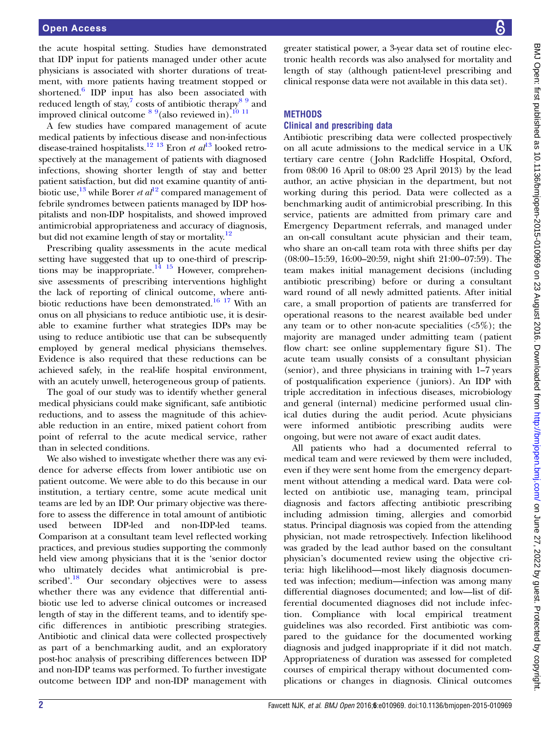the acute hospital setting. Studies have demonstrated that IDP input for patients managed under other acute physicians is associated with shorter durations of treatment, with more patients having treatment stopped or shortened.[6] IDP input has also been associated with reduced length of stay,[7] costs of antibiotic therapy[8 9] and improved clinical outcome [8 9](also reviewed in).[10 11]

A few studies have compared management of acute medical patients by infectious disease and non-infectious disease-trained hospitalists.[12 13] Eron *et al*[13] looked retrospectively at the management of patients with diagnosed infections, showing shorter length of stay and better patient satisfaction, but did not examine quantity of antibiotic use,[13] while Borer *et al*[12] compared management of febrile syndromes between patients managed by IDP hospitalists and non-IDP hospitalists, and showed improved antimicrobial appropriateness and accuracy of diagnosis, but did not examine length of stay or mortality.[12]

Prescribing quality assessments in the acute medical setting have suggested that up to one-third of prescriptions may be inappropriate.[14 15] However, comprehensive assessments of prescribing interventions highlight the lack of reporting of clinical outcome, where antibiotic reductions have been demonstrated.[16 17] With an onus on all physicians to reduce antibiotic use, it is desirable to examine further what strategies IDPs may be using to reduce antibiotic use that can be subsequently employed by general medical physicians themselves. Evidence is also required that these reductions can be achieved safely, in the real-life hospital environment, with an acutely unwell, heterogeneous group of patients.

The goal of our study was to identify whether general medical physicians could make significant, safe antibiotic reductions, and to assess the magnitude of this achievable reduction in an entire, mixed patient cohort from point of referral to the acute medical service, rather than in selected conditions.

We also wished to investigate whether there was any evidence for adverse effects from lower antibiotic use on patient outcome. We were able to do this because in our institution, a tertiary centre, some acute medical unit teams are led by an IDP. Our primary objective was therefore to assess the difference in total amount of antibiotic used between IDP-led and non-IDP-led teams. Comparison at a consultant team level reflected working practices, and previous studies supporting the commonly held view among physicians that it is the 'senior doctor who ultimately decides what antimicrobial is prescribed'.[18] Our secondary objectives were to assess whether there was any evidence that differential antibiotic use led to adverse clinical outcomes or increased length of stay in the different teams, and to identify specific differences in antibiotic prescribing strategies. Antibiotic and clinical data were collected prospectively as part of a benchmarking audit, and an exploratory post-hoc analysis of prescribing differences between IDP and non-IDP teams was performed. To further investigate outcome between IDP and non-IDP management with greater statistical power, a 3-year data set of routine electronic health records was also analysed for mortality and length of stay (although patient-level prescribing and clinical response data were not available in this data set).

## METHODS

### Clinical and prescribing data

Antibiotic prescribing data were collected prospectively on all acute admissions to the medical service in a UK tertiary care centre (John Radcliffe Hospital, Oxford, from 08:00 16 April to 08:00 23 April 2013) by the lead author, an active physician in the department, but not working during this period. Data were collected as a benchmarking audit of antimicrobial prescribing. In this service, patients are admitted from primary care and Emergency Department referrals, and managed under an on-call consultant acute physician and their team, who share an on-call team rota with three shifts per day (08:00–15:59, 16:00–20:59, night shift 21:00–07:59). The team makes initial management decisions (including antibiotic prescribing) before or during a consultant ward round of all newly admitted patients. After initial care, a small proportion of patients are transferred for operational reasons to the nearest available bed under any team or to other non-acute specialities (<5%); the majority are managed under admitting team (patient flow chart: see online supplementary figure S1). The acute team usually consists of a consultant physician (senior), and three physicians in training with 1–7 years of postqualification experience (juniors). An IDP with triple accreditation in infectious diseases, microbiology and general (internal) medicine performed usual clinical duties during the audit period. Acute physicians were informed antibiotic prescribing audits were ongoing, but were not aware of exact audit dates.

All patients who had a documented referral to medical team and were reviewed by them were included, even if they were sent home from the emergency department without attending a medical ward. Data were collected on antibiotic use, managing team, principal diagnosis and factors affecting antibiotic prescribing including admission timing, allergies and comorbid status. Principal diagnosis was copied from the attending physician, not made retrospectively. Infection likelihood was graded by the lead author based on the consultant physician's documented review using the objective criteria: high likelihood—most likely diagnosis documented was infection; medium—infection was among many differential diagnoses documented; and low—list of differential documented diagnoses did not include infection. Compliance with local empirical treatment guidelines was also recorded. First antibiotic was compared to the guidance for the documented working diagnosis and judged inappropriate if it did not match. Appropriateness of duration was assessed for completed courses of empirical therapy without documented complications or changes in diagnosis. Clinical outcomes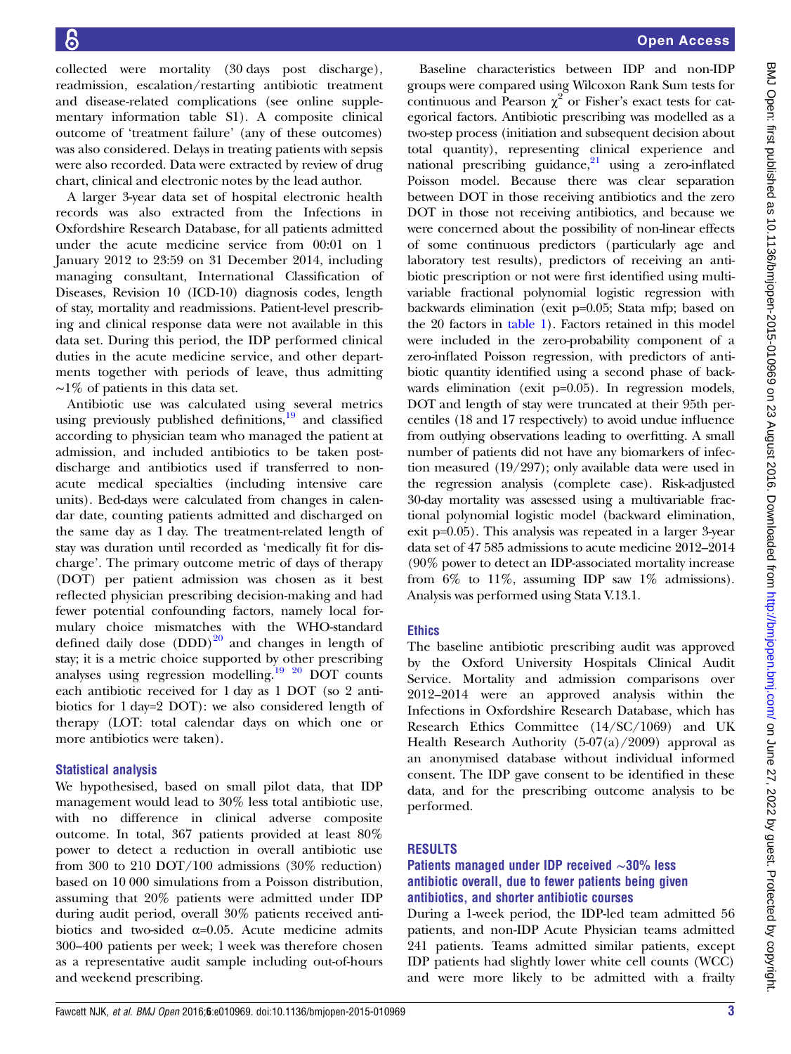collected were mortality (30 days post discharge), readmission, escalation/restarting antibiotic treatment and disease-related complications (see online supplementary information table S1). A composite clinical outcome of 'treatment failure' (any of these outcomes) was also considered. Delays in treating patients with sepsis were also recorded. Data were extracted by review of drug chart, clinical and electronic notes by the lead author.

A larger 3-year data set of hospital electronic health records was also extracted from the Infections in Oxfordshire Research Database, for all patients admitted under the acute medicine service from 00:01 on 1 January 2012 to 23:59 on 31 December 2014, including managing consultant, International Classification of Diseases, Revision 10 (ICD-10) diagnosis codes, length of stay, mortality and readmissions. Patient-level prescribing and clinical response data were not available in this data set. During this period, the IDP performed clinical duties in the acute medicine service, and other departments together with periods of leave, thus admitting ~1% of patients in this data set.

Antibiotic use was calculated using several metrics using previously published definitions,[19] and classified according to physician team who managed the patient at admission, and included antibiotics to be taken post-discharge and antibiotics used if transferred to non-acute medical specialties (including intensive care units). Bed-days were calculated from changes in calendar date, counting patients admitted and discharged on the same day as 1 day. The treatment-related length of stay was duration until recorded as 'medically fit for discharge'. The primary outcome metric of days of therapy (DOT) per patient admission was chosen as it best reflected physician prescribing decision-making and had fewer potential confounding factors, namely local formulary choice mismatches with the WHO-standard defined daily dose (DDD)[20] and changes in length of stay; it is a metric choice supported by other prescribing analyses using regression modelling.[19 20] DOT counts each antibiotic received for 1 day as 1 DOT (so 2 antibiotics for 1 day=2 DOT): we also considered length of therapy (LOT: total calendar days on which one or more antibiotics were taken).

### Statistical analysis

We hypothesised, based on small pilot data, that IDP management would lead to 30% less total antibiotic use, with no difference in clinical adverse composite outcome. In total, 367 patients provided at least 80% power to detect a reduction in overall antibiotic use from 300 to 210 DOT/100 admissions (30% reduction) based on 10 000 simulations from a Poisson distribution, assuming that 20% patients were admitted under IDP during audit period, overall 30% patients received antibiotics and two-sided $\alpha$=0.05. Acute medicine admits 300–400 patients per week; 1 week was therefore chosen as a representative audit sample including out-of-hours and weekend prescribing.

Baseline characteristics between IDP and non-IDP groups were compared using Wilcoxon Rank Sum tests for continuous and Pearson $\chi^2$ or Fisher's exact tests for categorical factors. Antibiotic prescribing was modelled as a two-step process (initiation and subsequent decision about total quantity), representing clinical experience and national prescribing guidance,[21] using a zero-inflated Poisson model. Because there was clear separation between DOT in those receiving antibiotics and the zero DOT in those not receiving antibiotics, and because we were concerned about the possibility of non-linear effects of some continuous predictors (particularly age and laboratory test results), predictors of receiving an antibiotic prescription or not were first identified using multivariable fractional polynomial logistic regression with backwards elimination (exit p=0.05; Stata mfp; based on the 20 factors in table 1). Factors retained in this model were included in the zero-probability component of a zero-inflated Poisson regression, with predictors of antibiotic quantity identified using a second phase of backwards elimination (exit p=0.05). In regression models, DOT and length of stay were truncated at their 95th percentiles (18 and 17 respectively) to avoid undue influence from outlying observations leading to overfitting. A small number of patients did not have any biomarkers of infection measured (19/297); only available data were used in the regression analysis (complete case). Risk-adjusted 30-day mortality was assessed using a multivariable fractional polynomial logistic model (backward elimination, exit p=0.05). This analysis was repeated in a larger 3-year data set of 47 585 admissions to acute medicine 2012–2014 (90% power to detect an IDP-associated mortality increase from 6% to 11%, assuming IDP saw 1% admissions). Analysis was performed using Stata V.13.1.

### Ethics

The baseline antibiotic prescribing audit was approved by the Oxford University Hospitals Clinical Audit Service. Mortality and admission comparisons over 2012–2014 were an approved analysis within the Infections in Oxfordshire Research Database, which has Research Ethics Committee (14/SC/1069) and UK Health Research Authority (5-07(a)/2009) approval as an anonymised database without individual informed consent. The IDP gave consent to be identified in these data, and for the prescribing outcome analysis to be performed.

## RESULTS

### Patients managed under IDP received ~30% less antibiotic overall, due to fewer patients being given antibiotics, and shorter antibiotic courses

During a 1-week period, the IDP-led team admitted 56 patients, and non-IDP Acute Physician teams admitted 241 patients. Teams admitted similar patients, except IDP patients had slightly lower white cell counts (WCC) and were more likely to be admitted with a frailty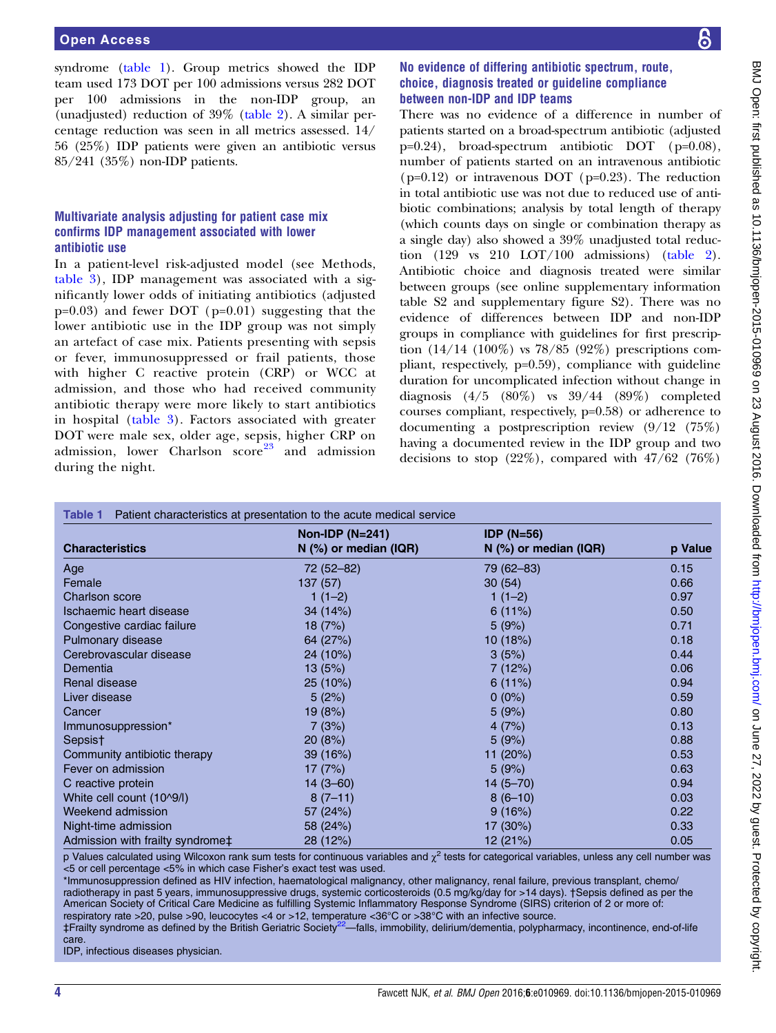syndrome (table 1). Group metrics showed the IDP team used 173 DOT per 100 admissions versus 282 DOT per 100 admissions in the non-IDP group, an (unadjusted) reduction of 39% (table 2). A similar percentage reduction was seen in all metrics assessed. 14/56 (25%) IDP patients were given an antibiotic versus 85/241 (35%) non-IDP patients.

### Multivariate analysis adjusting for patient case mix confirms IDP management associated with lower antibiotic use

In a patient-level risk-adjusted model (see Methods, table 3), IDP management was associated with a significantly lower odds of initiating antibiotics (adjusted p=0.03) and fewer DOT (p=0.01) suggesting that the lower antibiotic use in the IDP group was not simply an artefact of case mix. Patients presenting with sepsis or fever, immunosuppressed or frail patients, those with higher C reactive protein (CRP) or WCC at admission, and those who had received community antibiotic therapy were more likely to start antibiotics in hospital (table 3). Factors associated with greater DOT were male sex, older age, sepsis, higher CRP on admission, lower Charlson score[23] and admission during the night.

### No evidence of differing antibiotic spectrum, route, choice, diagnosis treated or guideline compliance between non-IDP and IDP teams

There was no evidence of a difference in number of patients started on a broad-spectrum antibiotic (adjusted p=0.24), broad-spectrum antibiotic DOT (p=0.08), number of patients started on an intravenous antibiotic (p=0.12) or intravenous DOT (p=0.23). The reduction in total antibiotic use was not due to reduced use of antibiotic combinations; analysis by total length of therapy (which counts days on single or combination therapy as a single day) also showed a 39% unadjusted total reduction (129 vs 210 LOT/100 admissions) (table 2). Antibiotic choice and diagnosis treated were similar between groups (see online supplementary information table S2 and supplementary figure S2). There was no evidence of differences between IDP and non-IDP groups in compliance with guidelines for first prescription (14/14 (100%) vs 78/85 (92%) prescriptions compliant, respectively, p=0.59), compliance with guideline duration for uncomplicated infection without change in diagnosis (4/5 (80%) vs 39/44 (89%) completed courses compliant, respectively, p=0.58) or adherence to documenting a postprescription review (9/12 (75%) having a documented review in the IDP group and two decisions to stop (22%), compared with 47/62 (76%)

**Table 1** Patient characteristics at presentation to the acute medical service

| Characteristics | Non-IDP (N=241) N (%) or median (IQR) | IDP (N=56) N (%) or median (IQR) | p Value |
|---|---|---|---|
| Age | 72 (52–82) | 79 (62–83) | 0.15 |
| Female | 137 (57) | 30 (54) | 0.66 |
| Charlson score | 1 (1–2) | 1 (1–2) | 0.97 |
| Ischaemic heart disease | 34 (14%) | 6 (11%) | 0.50 |
| Congestive cardiac failure | 18 (7%) | 5 (9%) | 0.71 |
| Pulmonary disease | 64 (27%) | 10 (18%) | 0.18 |
| Cerebrovascular disease | 24 (10%) | 3 (5%) | 0.44 |
| Dementia | 13 (5%) | 7 (12%) | 0.06 |
| Renal disease | 25 (10%) | 6 (11%) | 0.94 |
| Liver disease | 5 (2%) | 0 (0%) | 0.59 |
| Cancer | 19 (8%) | 5 (9%) | 0.80 |
| Immunosuppression* | 7 (3%) | 4 (7%) | 0.13 |
| Sepsis† | 20 (8%) | 5 (9%) | 0.88 |
| Community antibiotic therapy | 39 (16%) | 11 (20%) | 0.53 |
| Fever on admission | 17 (7%) | 5 (9%) | 0.63 |
| C reactive protein | 14 (3–60) | 14 (5–70) | 0.94 |
| White cell count (10^9/l) | 8 (7–11) | 8 (6–10) | 0.03 |
| Weekend admission | 57 (24%) | 9 (16%) | 0.22 |
| Night-time admission | 58 (24%) | 17 (30%) | 0.33 |
| Admission with frailty syndrome‡ | 28 (12%) | 12 (21%) | 0.05 |

p Values calculated using Wilcoxon rank sum tests for continuous variables and $\chi^2$ tests for categorical variables, unless any cell number was <5 or cell percentage <5% in which case Fisher's exact test was used.
*Immunosuppression defined as HIV infection, haematological malignancy, other malignancy, renal failure, previous transplant, chemo/radiotherapy in past 5 years, immunosuppressive drugs, systemic corticosteroids (0.5 mg/kg/day for >14 days). †Sepsis defined as per the American Society of Critical Care Medicine as fulfilling Systemic Inflammatory Response Syndrome (SIRS) criterion of 2 or more of: respiratory rate >20, pulse >90, leucocytes <4 or >12, temperature <36°C or >38°C with an infective source.
‡Frailty syndrome as defined by the British Geriatric Society[22]—falls, immobility, delirium/dementia, polypharmacy, incontinence, end-of-life care.
IDP, infectious diseases physician.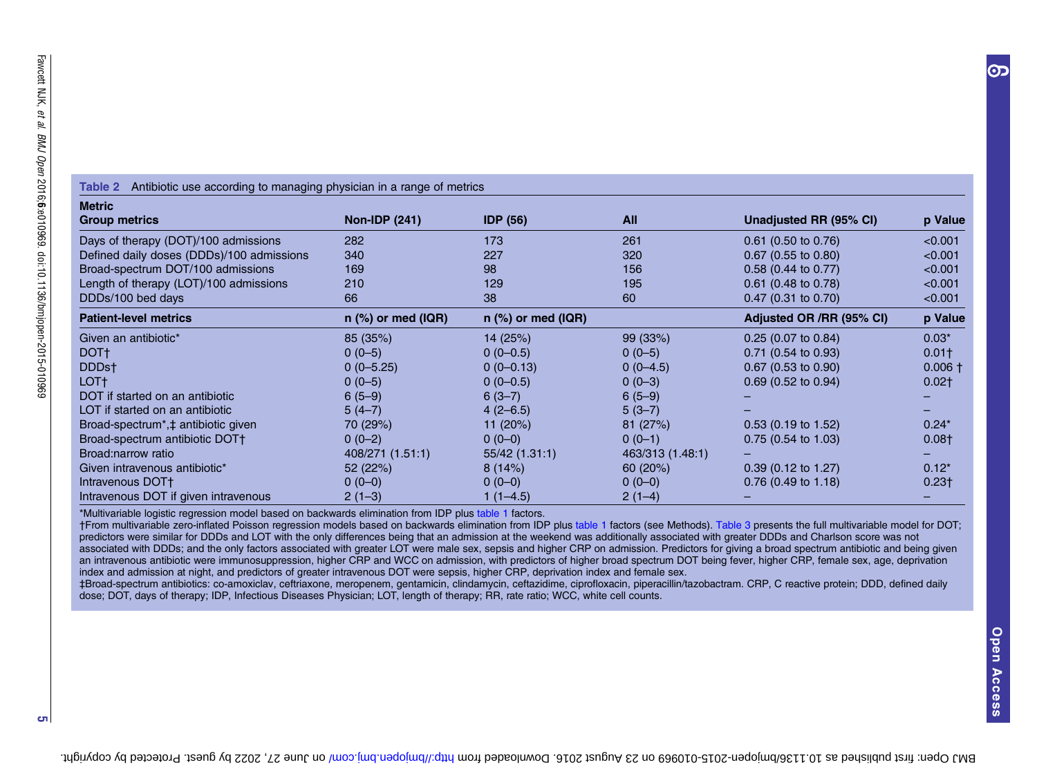**Table 2** Antibiotic use according to managing physician in a range of metrics

| Metric<br>Group metrics | Non-IDP (241) | IDP (56) | All | Unadjusted RR (95% CI) | p Value |
|---|---|---|---|---|---|
| Days of therapy (DOT)/100 admissions | 282 | 173 | 261 | 0.61 (0.50 to 0.76) | <0.001 |
| Defined daily doses (DDDs)/100 admissions | 340 | 227 | 320 | 0.67 (0.55 to 0.80) | <0.001 |
| Broad-spectrum DOT/100 admissions | 169 | 98 | 156 | 0.58 (0.44 to 0.77) | <0.001 |
| Length of therapy (LOT)/100 admissions | 210 | 129 | 195 | 0.61 (0.48 to 0.78) | <0.001 |
| DDDs/100 bed days | 66 | 38 | 60 | 0.47 (0.31 to 0.70) | <0.001 |
| **Patient-level metrics** | **n (%) or med (IQR)** | **n (%) or med (IQR)** | | **Adjusted OR /RR (95% CI)** | **p Value** |
| Given an antibiotic* | 85 (35%) | 14 (25%) | 99 (33%) | 0.25 (0.07 to 0.84) | 0.03* |
| DOT† | 0 (0–5) | 0 (0–0.5) | 0 (0–5) | 0.71 (0.54 to 0.93) | 0.01† |
| DDDs† | 0 (0–5.25) | 0 (0–0.13) | 0 (0–4.5) | 0.67 (0.53 to 0.90) | 0.006 † |
| LOT† | 0 (0–5) | 0 (0–0.5) | 0 (0–3) | 0.69 (0.52 to 0.94) | 0.02† |
| DOT if started on an antibiotic | 6 (5–9) | 6 (3–7) | 6 (5–9) | – | – |
| LOT if started on an antibiotic | 5 (4–7) | 4 (2–6.5) | 5 (3–7) | – | – |
| Broad-spectrum*,‡ antibiotic given | 70 (29%) | 11 (20%) | 81 (27%) | 0.53 (0.19 to 1.52) | 0.24* |
| Broad-spectrum antibiotic DOT† | 0 (0–2) | 0 (0–0) | 0 (0–1) | 0.75 (0.54 to 1.03) | 0.08† |
| Broad:narrow ratio | 408/271 (1.51:1) | 55/42 (1.31:1) | 463/313 (1.48:1) | – | – |
| Given intravenous antibiotic* | 52 (22%) | 8 (14%) | 60 (20%) | 0.39 (0.12 to 1.27) | 0.12* |
| Intravenous DOT† | 0 (0–0) | 0 (0–0) | 0 (0–0) | 0.76 (0.49 to 1.18) | 0.23† |
| Intravenous DOT if given intravenous | 2 (1–3) | 1 (1–4.5) | 2 (1–4) | – | – |

*Multivariable logistic regression model based on backwards elimination from IDP plus table 1 factors.
†From multivariable zero-inflated Poisson regression models based on backwards elimination from IDP plus table 1 factors (see Methods). Table 3 presents the full multivariable model for DOT; predictors were similar for DDDs and LOT with the only differences being that an admission at the weekend was additionally associated with greater DDDs and Charlson score was not associated with DDDs; and the only factors associated with greater LOT were male sex, sepsis and higher CRP on admission. Predictors for giving a broad spectrum antibiotic and being given an intravenous antibiotic were immunosuppression, higher CRP and WCC on admission, with predictors of higher broad spectrum DOT being fever, higher CRP, female sex, age, deprivation index and admission at night, and predictors of greater intravenous DOT were sepsis, higher CRP, deprivation index and female sex.
‡Broad-spectrum antibiotics: co-amoxiclav, ceftriaxone, meropenem, gentamicin, clindamycin, ceftazidime, ciprofloxacin, piperacillin/tazobactram. CRP, C reactive protein; DDD, defined daily dose; DOT, days of therapy; IDP, Infectious Diseases Physician; LOT, length of therapy; RR, rate ratio; WCC, white cell counts.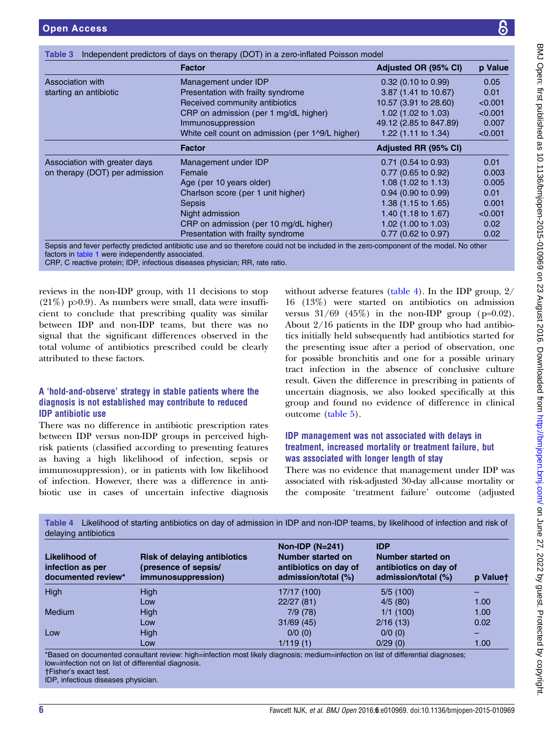**Table 3** Independent predictors of days on therapy (DOT) in a zero-inflated Poisson model

| | Factor | Adjusted OR (95% CI) | p Value |
|---|---|---|---|
| Association with starting an antibiotic | Management under IDP | 0.32 (0.10 to 0.99) | 0.05 |
| | Presentation with frailty syndrome | 3.87 (1.41 to 10.67) | 0.01 |
| | Received community antibiotics | 10.57 (3.91 to 28.60) | <0.001 |
| | CRP on admission (per 1 mg/dL higher) | 1.02 (1.02 to 1.03) | <0.001 |
| | Immunosuppression | 49.12 (2.85 to 847.89) | 0.007 |
| | White cell count on admission (per 1^9/L higher) | 1.22 (1.11 to 1.34) | <0.001 |
| | **Factor** | **Adjusted RR (95% CI)** | |
| Association with greater days on therapy (DOT) per admission | Management under IDP | 0.71 (0.54 to 0.93) | 0.01 |
| | Female | 0.77 (0.65 to 0.92) | 0.003 |
| | Age (per 10 years older) | 1.08 (1.02 to 1.13) | 0.005 |
| | Charlson score (per 1 unit higher) | 0.94 (0.90 to 0.99) | 0.01 |
| | Sepsis | 1.38 (1.15 to 1.65) | 0.001 |
| | Night admission | 1.40 (1.18 to 1.67) | <0.001 |
| | CRP on admission (per 10 mg/dL higher) | 1.02 (1.00 to 1.03) | 0.02 |
| | Presentation with frailty syndrome | 0.77 (0.62 to 0.97) | 0.02 |

Sepsis and fever perfectly predicted antibiotic use and so therefore could not be included in the zero-component of the model. No other factors in table 1 were independently associated.
CRP, C reactive protein; IDP, infectious diseases physician; RR, rate ratio.

reviews in the non-IDP group, with 11 decisions to stop (21%) p>0.9). As numbers were small, data were insufficient to conclude that prescribing quality was similar between IDP and non-IDP teams, but there was no signal that the significant differences observed in the total volume of antibiotics prescribed could be clearly attributed to these factors.

### A 'hold-and-observe' strategy in stable patients where the diagnosis is not established may contribute to reduced IDP antibiotic use

There was no difference in antibiotic prescription rates between IDP versus non-IDP groups in perceived high-risk patients (classified according to presenting features as having a high likelihood of infection, sepsis or immunosuppression), or in patients with low likelihood of infection. However, there was a difference in antibiotic use in cases of uncertain infective diagnosis without adverse features (table 4). In the IDP group, 2/16 (13%) were started on antibiotics on admission versus 31/69 (45%) in the non-IDP group (p=0.02). About 2/16 patients in the IDP group who had antibiotics initially held subsequently had antibiotics started for the presenting issue after a period of observation, one for possible bronchitis and one for a possible urinary tract infection in the absence of conclusive culture result. Given the difference in prescribing in patients of uncertain diagnosis, we also looked specifically at this group and found no evidence of difference in clinical outcome (table 5).

### IDP management was not associated with delays in treatment, increased mortality or treatment failure, but was associated with longer length of stay

There was no evidence that management under IDP was associated with risk-adjusted 30-day all-cause mortality or the composite 'treatment failure' outcome (adjusted

**Table 4** Likelihood of starting antibiotics on day of admission in IDP and non-IDP teams, by likelihood of infection and risk of delaying antibiotics

| Likelihood of infection as per documented review* | Risk of delaying antibiotics (presence of sepsis/ immunosuppression) | Non-IDP (N=241) Number started on antibiotics on day of admission/total (%) | IDP Number started on antibiotics on day of admission/total (%) | p Value† |
|---|---|---|---|---|
| High | High | 17/17 (100) | 5/5 (100) | – |
| | Low | 22/27 (81) | 4/5 (80) | 1.00 |
| Medium | High | 7/9 (78) | 1/1 (100) | 1.00 |
| | Low | 31/69 (45) | 2/16 (13) | 0.02 |
| Low | High | 0/0 (0) | 0/0 (0) | – |
| | Low | 1/119 (1) | 0/29 (0) | 1.00 |

*Based on documented consultant review: high=infection most likely diagnosis; medium=infection on list of differential diagnoses; low=infection not on list of differential diagnosis.
†Fisher's exact test.
IDP, infectious diseases physician.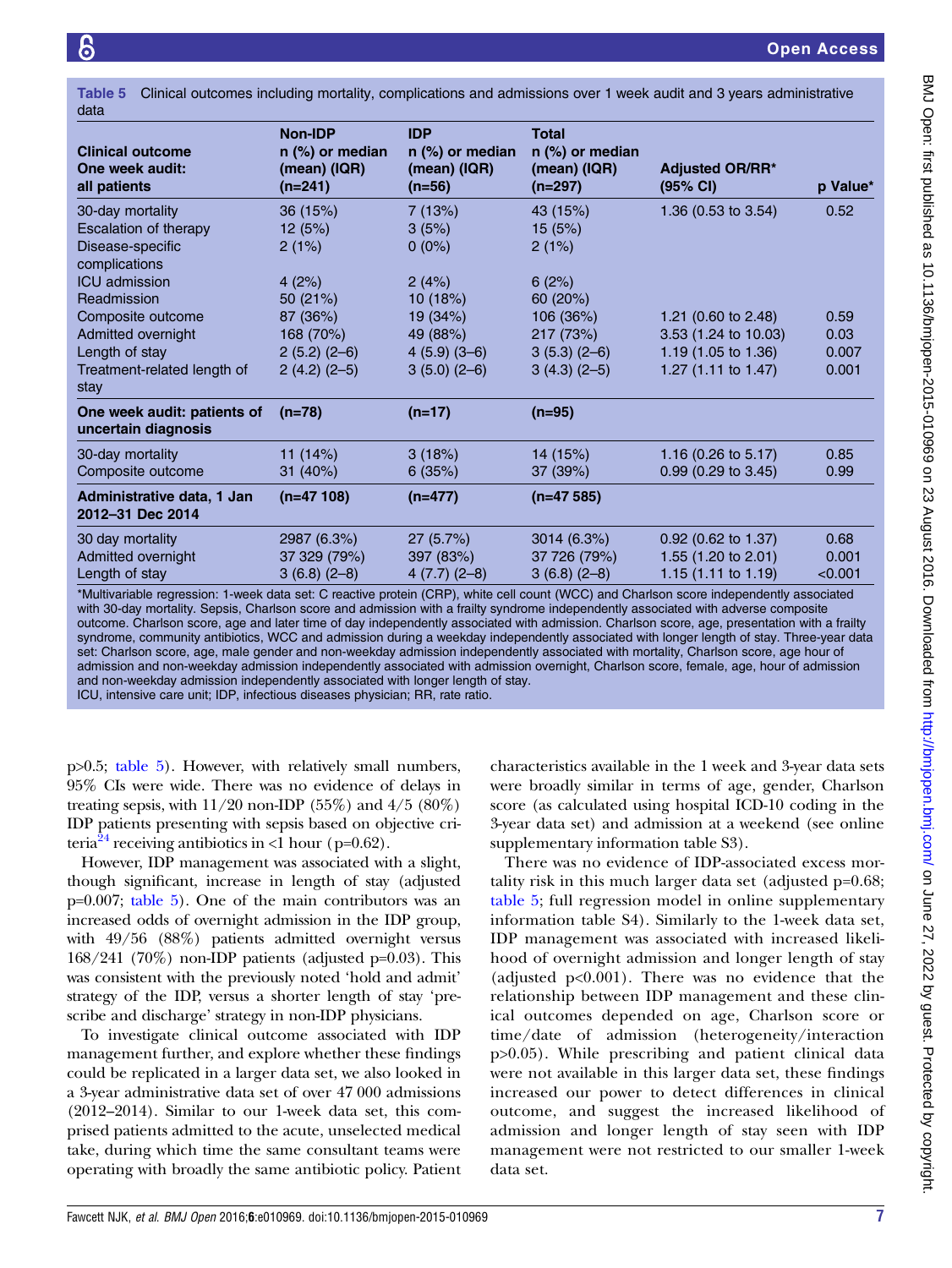**Table 5** Clinical outcomes including mortality, complications and admissions over 1 week audit and 3 years administrative data

| Clinical outcome One week audit: all patients | Non-IDP n (%) or median (mean) (IQR) (n=241) | IDP n (%) or median (mean) (IQR) (n=56) | Total n (%) or median (mean) (IQR) (n=297) | Adjusted OR/RR* (95% CI) | p Value* |
|---|---|---|---|---|---|
| 30-day mortality | 36 (15%) | 7 (13%) | 43 (15%) | 1.36 (0.53 to 3.54) | 0.52 |
| Escalation of therapy | 12 (5%) | 3 (5%) | 15 (5%) | | |
| Disease-specific complications | 2 (1%) | 0 (0%) | 2 (1%) | | |
| ICU admission | 4 (2%) | 2 (4%) | 6 (2%) | | |
| Readmission | 50 (21%) | 10 (18%) | 60 (20%) | | |
| Composite outcome | 87 (36%) | 19 (34%) | 106 (36%) | 1.21 (0.60 to 2.48) | 0.59 |
| Admitted overnight | 168 (70%) | 49 (88%) | 217 (73%) | 3.53 (1.24 to 10.03) | 0.03 |
| Length of stay | 2 (5.2) (2–6) | 4 (5.9) (3–6) | 3 (5.3) (2–6) | 1.19 (1.05 to 1.36) | 0.007 |
| Treatment-related length of stay | 2 (4.2) (2–5) | 3 (5.0) (2–6) | 3 (4.3) (2–5) | 1.27 (1.11 to 1.47) | 0.001 |
| **One week audit: patients of uncertain diagnosis** | **(n=78)** | **(n=17)** | **(n=95)** | | |
| 30-day mortality | 11 (14%) | 3 (18%) | 14 (15%) | 1.16 (0.26 to 5.17) | 0.85 |
| Composite outcome | 31 (40%) | 6 (35%) | 37 (39%) | 0.99 (0.29 to 3.45) | 0.99 |
| **Administrative data, 1 Jan 2012–31 Dec 2014** | **(n=47 108)** | **(n=477)** | **(n=47 585)** | | |
| 30 day mortality | 2987 (6.3%) | 27 (5.7%) | 3014 (6.3%) | 0.92 (0.62 to 1.37) | 0.68 |
| Admitted overnight | 37 329 (79%) | 397 (83%) | 37 726 (79%) | 1.55 (1.20 to 2.01) | 0.001 |
| Length of stay | 3 (6.8) (2–8) | 4 (7.7) (2–8) | 3 (6.8) (2–8) | 1.15 (1.11 to 1.19) | <0.001 |

*Multivariable regression: 1-week data set: C reactive protein (CRP), white cell count (WCC) and Charlson score independently associated with 30-day mortality. Sepsis, Charlson score and admission with a frailty syndrome independently associated with adverse composite outcome. Charlson score, age and later time of day independently associated with admission. Charlson score, age, presentation with a frailty syndrome, community antibiotics, WCC and admission during a weekday independently associated with longer length of stay. Three-year data set: Charlson score, age, male gender and non-weekday admission independently associated with mortality, Charlson score, age hour of admission and non-weekday admission independently associated with admission overnight, Charlson score, female, age, hour of admission and non-weekday admission independently associated with longer length of stay.
ICU, intensive care unit; IDP, infectious diseases physician; RR, rate ratio.

p>0.5; table 5). However, with relatively small numbers, 95% CIs were wide. There was no evidence of delays in treating sepsis, with 11/20 non-IDP (55%) and 4/5 (80%) IDP patients presenting with sepsis based on objective criteria[24] receiving antibiotics in <1 hour (p=0.62).

However, IDP management was associated with a slight, though significant, increase in length of stay (adjusted p=0.007; table 5). One of the main contributors was an increased odds of overnight admission in the IDP group, with 49/56 (88%) patients admitted overnight versus 168/241 (70%) non-IDP patients (adjusted p=0.03). This was consistent with the previously noted 'hold and admit' strategy of the IDP, versus a shorter length of stay 'prescribe and discharge' strategy in non-IDP physicians.

To investigate clinical outcome associated with IDP management further, and explore whether these findings could be replicated in a larger data set, we also looked in a 3-year administrative data set of over 47 000 admissions (2012–2014). Similar to our 1-week data set, this comprised patients admitted to the acute, unselected medical take, during which time the same consultant teams were operating with broadly the same antibiotic policy. Patient characteristics available in the 1 week and 3-year data sets were broadly similar in terms of age, gender, Charlson score (as calculated using hospital ICD-10 coding in the 3-year data set) and admission at a weekend (see online supplementary information table S3).

There was no evidence of IDP-associated excess mortality risk in this much larger data set (adjusted p=0.68; table 5; full regression model in online supplementary information table S4). Similarly to the 1-week data set, IDP management was associated with increased likelihood of overnight admission and longer length of stay (adjusted p<0.001). There was no evidence that the relationship between IDP management and these clinical outcomes depended on age, Charlson score or time/date of admission (heterogeneity/interaction p>0.05). While prescribing and patient clinical data were not available in this larger data set, these findings increased our power to detect differences in clinical outcome, and suggest the increased likelihood of admission and longer length of stay seen with IDP management were not restricted to our smaller 1-week data set.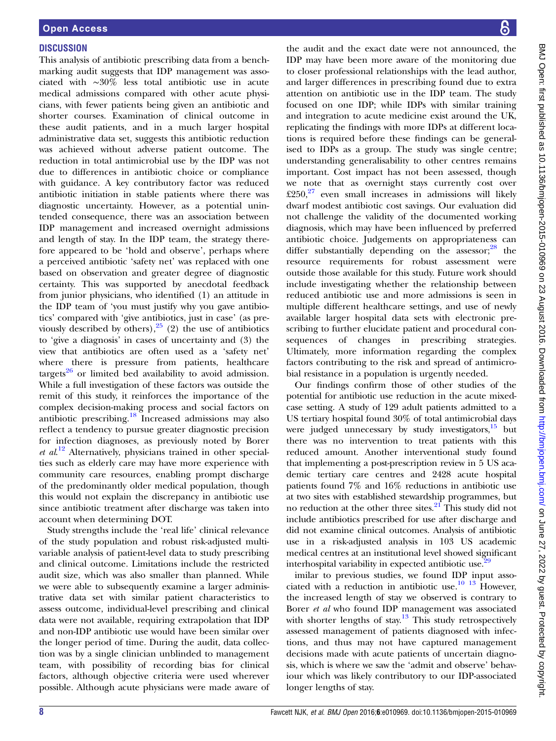## DISCUSSION

This analysis of antibiotic prescribing data from a benchmarking audit suggests that IDP management was associated with ∼30% less total antibiotic use in acute medical admissions compared with other acute physicians, with fewer patients being given an antibiotic and shorter courses. Examination of clinical outcome in these audit patients, and in a much larger hospital administrative data set, suggests this antibiotic reduction was achieved without adverse patient outcome. The reduction in total antimicrobial use by the IDP was not due to differences in antibiotic choice or compliance with guidance. A key contributory factor was reduced antibiotic initiation in stable patients where there was diagnostic uncertainty. However, as a potential unintended consequence, there was an association between IDP management and increased overnight admissions and length of stay. In the IDP team, the strategy therefore appeared to be 'hold and observe', perhaps where a perceived antibiotic 'safety net' was replaced with one based on observation and greater degree of diagnostic certainty. This was supported by anecdotal feedback from junior physicians, who identified (1) an attitude in the IDP team of 'you must justify why you gave antibiotics' compared with 'give antibiotics, just in case' (as previously described by others),[25] (2) the use of antibiotics to 'give a diagnosis' in cases of uncertainty and (3) the view that antibiotics are often used as a 'safety net' where there is pressure from patients, healthcare targets[26] or limited bed availability to avoid admission. While a full investigation of these factors was outside the remit of this study, it reinforces the importance of the complex decision-making process and social factors on antibiotic prescribing.[18] Increased admissions may also reflect a tendency to pursue greater diagnostic precision for infection diagnoses, as previously noted by Borer *et al*.[12] Alternatively, physicians trained in other specialties such as elderly care may have more experience with community care resources, enabling prompt discharge of the predominantly older medical population, though this would not explain the discrepancy in antibiotic use since antibiotic treatment after discharge was taken into account when determining DOT.

Study strengths include the 'real life' clinical relevance of the study population and robust risk-adjusted multivariable analysis of patient-level data to study prescribing and clinical outcome. Limitations include the restricted audit size, which was also smaller than planned. While we were able to subsequently examine a larger administrative data set with similar patient characteristics to assess outcome, individual-level prescribing and clinical data were not available, requiring extrapolation that IDP and non-IDP antibiotic use would have been similar over the longer period of time. During the audit, data collection was by a single clinician unblinded to management team, with possibility of recording bias for clinical factors, although objective criteria were used wherever possible. Although acute physicians were made aware of the audit and the exact date were not announced, the IDP may have been more aware of the monitoring due to closer professional relationships with the lead author, and larger differences in prescribing found due to extra attention on antibiotic use in the IDP team. The study focused on one IDP; while IDPs with similar training and integration to acute medicine exist around the UK, replicating the findings with more IDPs at different locations is required before these findings can be generalised to IDPs as a group. The study was single centre; understanding generalisability to other centres remains important. Cost impact has not been assessed, though we note that as overnight stays currently cost over £250,[27] even small increases in admissions will likely dwarf modest antibiotic cost savings. Our evaluation did not challenge the validity of the documented working diagnosis, which may have been influenced by preferred antibiotic choice. Judgements on appropriateness can differ substantially depending on the assessor;[28] the resource requirements for robust assessment were outside those available for this study. Future work should include investigating whether the relationship between reduced antibiotic use and more admissions is seen in multiple different healthcare settings, and use of newly available larger hospital data sets with electronic prescribing to further elucidate patient and procedural consequences of changes in prescribing strategies. Ultimately, more information regarding the complex factors contributing to the risk and spread of antimicrobial resistance in a population is urgently needed.

Our findings confirm those of other studies of the potential for antibiotic use reduction in the acute mixed-case setting. A study of 129 adult patients admitted to a US tertiary hospital found 30% of total antimicrobial days were judged unnecessary by study investigators,[15] but there was no intervention to treat patients with this reduced amount. Another interventional study found that implementing a post-prescription review in 5 US academic tertiary care centres and 2428 acute hospital patients found 7% and 16% reductions in antibiotic use at two sites with established stewardship programmes, but no reduction at the other three sites.[21] This study did not include antibiotics prescribed for use after discharge and did not examine clinical outcomes. Analysis of antibiotic use in a risk-adjusted analysis in 103 US academic medical centres at an institutional level showed significant interhospital variability in expected antibiotic use.[29]

imilar to previous studies, we found IDP input associated with a reduction in antibiotic use.[10 13] However, the increased length of stay we observed is contrary to Borer *et al* who found IDP management was associated with shorter lengths of stay.[13] This study retrospectively assessed management of patients diagnosed with infections, and thus may not have captured management decisions made with acute patients of uncertain diagnosis, which is where we saw the 'admit and observe' behaviour which was likely contributory to our IDP-associated longer lengths of stay.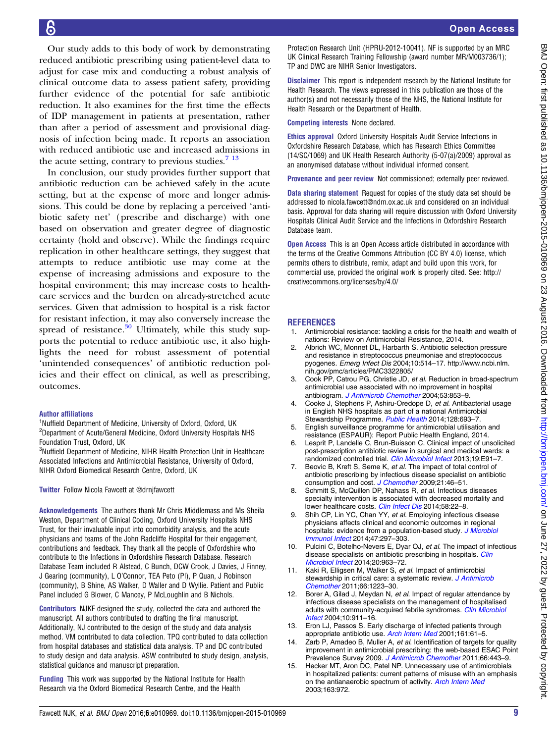Our study adds to this body of work by demonstrating reduced antibiotic prescribing using patient-level data to adjust for case mix and conducting a robust analysis of clinical outcome data to assess patient safety, providing further evidence of the potential for safe antibiotic reduction. It also examines for the first time the effects of IDP management in patients at presentation, rather than after a period of assessment and provisional diagnosis of infection being made. It reports an association with reduced antibiotic use and increased admissions in the acute setting, contrary to previous studies.[7 13]

In conclusion, our study provides further support that antibiotic reduction can be achieved safely in the acute setting, but at the expense of more and longer admissions. This could be done by replacing a perceived 'antibiotic safety net' (prescribe and discharge) with one based on observation and greater degree of diagnostic certainty (hold and observe). While the findings require replication in other healthcare settings, they suggest that attempts to reduce antibiotic use may come at the expense of increasing admissions and exposure to the hospital environment; this may increase costs to healthcare services and the burden on already-stretched acute services. Given that admission to hospital is a risk factor for resistant infection, it may also conversely increase the spread of resistance.[30] Ultimately, while this study supports the potential to reduce antibiotic use, it also highlights the need for robust assessment of potential 'unintended consequences' of antibiotic reduction policies and their effect on clinical, as well as prescribing, outcomes.

**Author affiliations**
[1]Nuffield Department of Medicine, University of Oxford, Oxford, UK
[2]Department of Acute/General Medicine, Oxford University Hospitals NHS Foundation Trust, Oxford, UK
[3]Nuffield Department of Medicine, NIHR Health Protection Unit in Healthcare Associated Infections and Antimicrobial Resistance, University of Oxford, NIHR Oxford Biomedical Research Centre, Oxford, UK

**Twitter** Follow Nicola Fawcett at @drnjfawcett

**Acknowledgements** The authors thank Mr Chris Middlemass and Ms Sheila Weston, Department of Clinical Coding, Oxford University Hospitals NHS Trust, for their invaluable input into comorbidity analysis, and the acute physicians and teams of the John Radcliffe Hospital for their engagement, contributions and feedback. They thank all the people of Oxfordshire who contribute to the Infections in Oxfordshire Research Database. Research Database Team included R Alstead, C Bunch, DCW Crook, J Davies, J Finney, J Gearing (community), L O'Connor, TEA Peto (PI), P Quan, J Robinson (community), B Shine, AS Walker, D Waller and D Wyllie. Patient and Public Panel included G Blower, C Mancey, P McLoughlin and B Nichols.

**Contributors** NJKF designed the study, collected the data and authored the manuscript. All authors contributed to drafting the final manuscript. Additionally, NJ contributed to the design of the study and data analysis method. VM contributed to data collection. TPQ contributed to data collection from hospital databases and statistical data analysis. TP and DC contributed to study design and data analysis. ASW contributed to study design, analysis, statistical guidance and manuscript preparation.

**Funding** This work was supported by the National Institute for Health Research via the Oxford Biomedical Research Centre, and the Health Protection Research Unit (HPRU-2012-10041). NF is supported by an MRC UK Clinical Research Training Fellowship (award number MR/M003736/1); TP and DWC are NIHR Senior Investigators.

**Disclaimer** This report is independent research by the National Institute for Health Research. The views expressed in this publication are those of the author(s) and not necessarily those of the NHS, the National Institute for Health Research or the Department of Health.

**Competing interests** None declared.

**Ethics approval** Oxford University Hospitals Audit Service Infections in Oxfordshire Research Database, which has Research Ethics Committee (14/SC/1069) and UK Health Research Authority (5-07(a)/2009) approval as an anonymised database without individual informed consent.

**Provenance and peer review** Not commissioned; externally peer reviewed.

**Data sharing statement** Request for copies of the study data set should be addressed to nicola.fawcett@ndm.ox.ac.uk and considered on an individual basis. Approval for data sharing will require discussion with Oxford University Hospitals Clinical Audit Service and the Infections in Oxfordshire Research Database team.

**Open Access** This is an Open Access article distributed in accordance with the terms of the Creative Commons Attribution (CC BY 4.0) license, which permits others to distribute, remix, adapt and build upon this work, for commercial use, provided the original work is properly cited. See: http://creativecommons.org/licenses/by/4.0/

## REFERENCES

1. Antimicrobial resistance: tackling a crisis for the health and wealth of nations: Review on Antimicrobial Resistance, 2014.
2. Albrich WC, Monnet DL, Harbarth S. Antibiotic selection pressure and resistance in streptococcus pneumoniae and streptococcus pyogenes. *Emerg Infect Dis* 2004;10:514–17. http://www.ncbi.nlm.nih.gov/pmc/articles/PMC3322805/
3. Cook PP, Catrou PG, Christie JD, *et al*. Reduction in broad-spectrum antimicrobial use associated with no improvement in hospital antibiogram. *J Antimicrob Chemother* 2004;53:853–9.
4. Cooke J, Stephens P, Ashiru-Oredope D, *et al*. Antibacterial usage in English NHS hospitals as part of a national Antimicrobial Stewardship Programme. *Public Health* 2014;128:693–7.
5. English surveillance programme for antimicrobial utilisation and resistance (ESPAUR): Report Public Health England, 2014.
6. Lesprit P, Landelle C, Brun-Buisson C. Clinical impact of unsolicited post-prescription antibiotic review in surgical and medical wards: a randomized controlled trial. *Clin Microbiol Infect* 2013;19:E91–7.
7. Beovic B, Kreft S, Seme K, *et al*. The impact of total control of antibiotic prescribing by infectious disease specialist on antibiotic consumption and cost. *J Chemother* 2009;21:46–51.
8. Schmitt S, McQuillen DP, Nahass R, *et al*. Infectious diseases specialty intervention is associated with decreased mortality and lower healthcare costs. *Clin Infect Dis* 2014;58:22–8.
9. Shih CP, Lin YC, Chan YY, *et al*. Employing infectious disease physicians affects clinical and economic outcomes in regional hospitals: evidence from a population-based study. *J Microbiol Immunol Infect* 2014;47:297–303.
10. Pulcini C, Botelho-Nevers E, Dyar OJ, *et al*. The impact of infectious disease specialists on antibiotic prescribing in hospitals. *Clin Microbiol Infect* 2014;20:963–72.
11. Kaki R, Elligsen M, Walker S, *et al*. Impact of antimicrobial stewardship in critical care: a systematic review. *J Antimicrob Chemother* 2011;66:1223–30.
12. Borer A, Gilad J, Meydan N, *et al*. Impact of regular attendance by infectious disease specialists on the management of hospitalised adults with community-acquired febrile syndromes. *Clin Microbiol Infect* 2004;10:911–16.
13. Eron LJ, Passos S. Early discharge of infected patients through appropriate antibiotic use. *Arch Intern Med* 2001;161:61–5.
14. Zarb P, Amadeo B, Muller A, *et al*. Identification of targets for quality improvement in antimicrobial prescribing: the web-based ESAC Point Prevalence Survey 2009. *J Antimicrob Chemother* 2011;66:443–9.
15. Hecker MT, Aron DC, Patel NP. Unnecessary use of antimicrobials in hospitalized patients: current patterns of misuse with an emphasis on the antianaerobic spectrum of activity. *Arch Intern Med* 2003;163:972.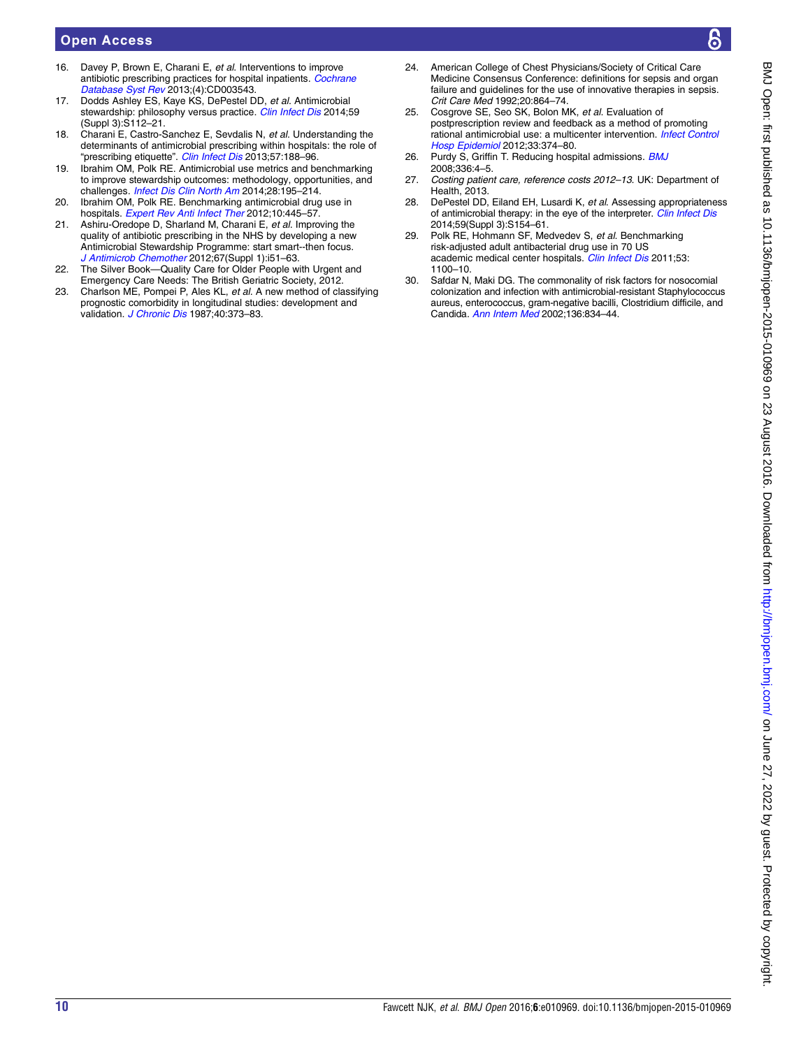16. Davey P, Brown E, Charani E, *et al*. Interventions to improve antibiotic prescribing practices for hospital inpatients. *Cochrane Database Syst Rev* 2013;(4):CD003543.
17. Dodds Ashley ES, Kaye KS, DePestel DD, *et al*. Antimicrobial stewardship: philosophy versus practice. *Clin Infect Dis* 2014;59 (Suppl 3):S112–21.
18. Charani E, Castro-Sanchez E, Sevdalis N, *et al*. Understanding the determinants of antimicrobial prescribing within hospitals: the role of "prescribing etiquette". *Clin Infect Dis* 2013;57:188–96.
19. Ibrahim OM, Polk RE. Antimicrobial use metrics and benchmarking to improve stewardship outcomes: methodology, opportunities, and challenges. *Infect Dis Clin North Am* 2014;28:195–214.
20. Ibrahim OM, Polk RE. Benchmarking antimicrobial drug use in hospitals. *Expert Rev Anti Infect Ther* 2012;10:445–57.
21. Ashiru-Oredope D, Sharland M, Charani E, *et al*. Improving the quality of antibiotic prescribing in the NHS by developing a new Antimicrobial Stewardship Programme: start smart--then focus. *J Antimicrob Chemother* 2012;67(Suppl 1):i51–63.
22. The Silver Book—Quality Care for Older People with Urgent and Emergency Care Needs: The British Geriatric Society, 2012.
23. Charlson ME, Pompei P, Ales KL, *et al*. A new method of classifying prognostic comorbidity in longitudinal studies: development and validation. *J Chronic Dis* 1987;40:373–83.
24. American College of Chest Physicians/Society of Critical Care Medicine Consensus Conference: definitions for sepsis and organ failure and guidelines for the use of innovative therapies in sepsis. *Crit Care Med* 1992;20:864–74.
25. Cosgrove SE, Seo SK, Bolon MK, *et al*. Evaluation of postprescription review and feedback as a method of promoting rational antimicrobial use: a multicenter intervention. *Infect Control Hosp Epidemiol* 2012;33:374–80.
26. Purdy S, Griffin T. Reducing hospital admissions. *BMJ* 2008;336:4–5.
27. *Costing patient care, reference costs 2012–13*. UK: Department of Health, 2013.
28. DePestel DD, Eiland EH, Lusardi K, *et al*. Assessing appropriateness of antimicrobial therapy: in the eye of the interpreter. *Clin Infect Dis* 2014;59(Suppl 3):S154–61.
29. Polk RE, Hohmann SF, Medvedev S, *et al*. Benchmarking risk-adjusted adult antibacterial drug use in 70 US academic medical center hospitals. *Clin Infect Dis* 2011;53:1100–10.
30. Safdar N, Maki DG. The commonality of risk factors for nosocomial colonization and infection with antimicrobial-resistant Staphylococcus aureus, enterococcus, gram-negative bacilli, Clostridium difficile, and Candida. *Ann Intern Med* 2002;136:834–44.